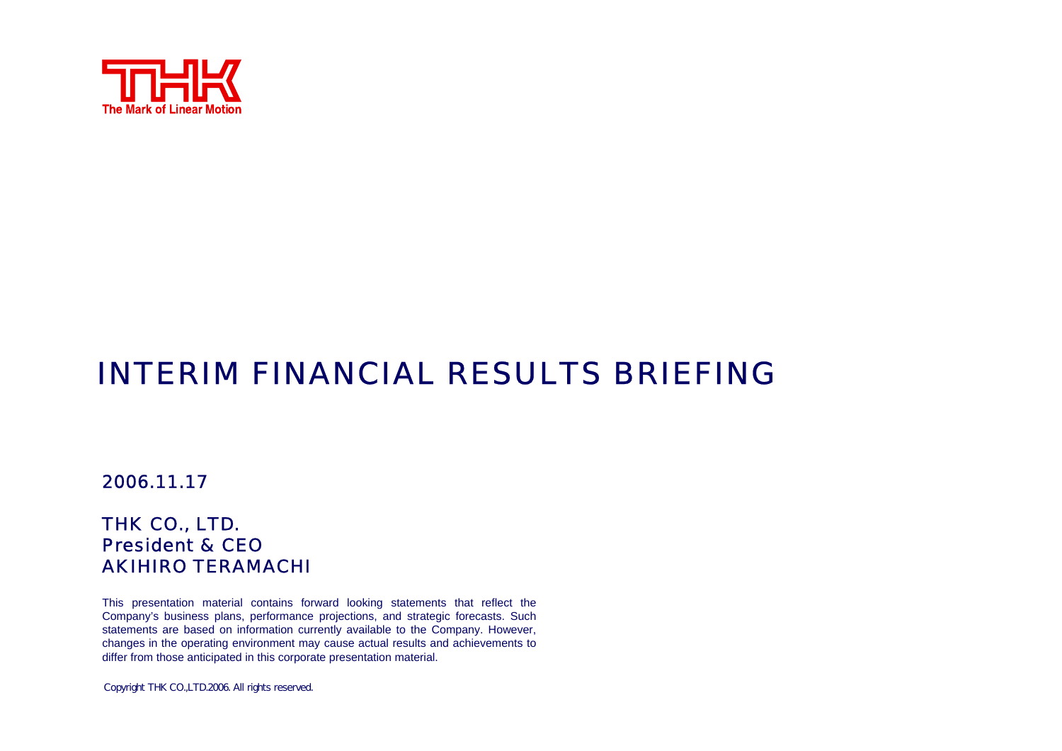THK

The Mark of Linear Motion

# INTERIM FINANCIAL RESULTS BRIEFING

2006.11.17

THK CO., LTD.
President & CEO
AKIHIRO TERAMACHI

This presentation material contains forward looking statements that reflect the Company's business plans, performance projections, and strategic forecasts. Such statements are based on information currently available to the Company. However, changes in the operating environment may cause actual results and achievements to differ from those anticipated in this corporate presentation material.

Copyright THK CO.,LTD.2006. All rights reserved.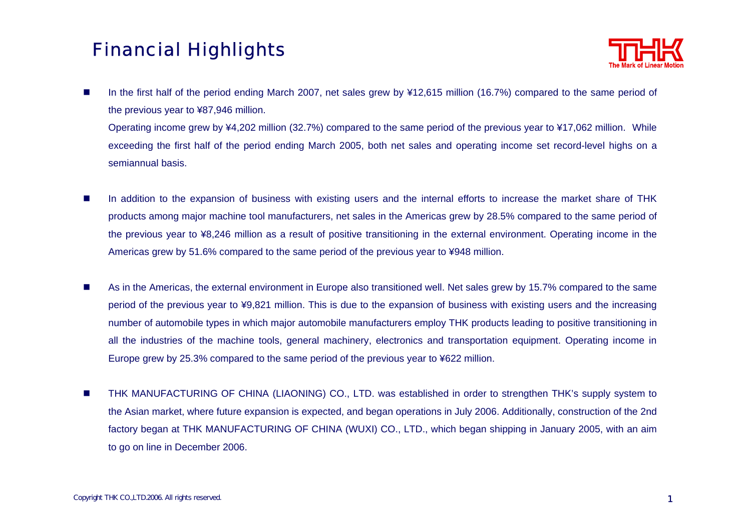# Financial Highlights

- In the first half of the period ending March 2007, net sales grew by ¥12,615 million (16.7%) compared to the same period of the previous year to ¥87,946 million.

  Operating income grew by ¥4,202 million (32.7%) compared to the same period of the previous year to ¥17,062 million. While exceeding the first half of the period ending March 2005, both net sales and operating income set record-level highs on a semiannual basis.

- In addition to the expansion of business with existing users and the internal efforts to increase the market share of THK products among major machine tool manufacturers, net sales in the Americas grew by 28.5% compared to the same period of the previous year to ¥8,246 million as a result of positive transitioning in the external environment. Operating income in the Americas grew by 51.6% compared to the same period of the previous year to ¥948 million.

- As in the Americas, the external environment in Europe also transitioned well. Net sales grew by 15.7% compared to the same period of the previous year to ¥9,821 million. This is due to the expansion of business with existing users and the increasing number of automobile types in which major automobile manufacturers employ THK products leading to positive transitioning in all the industries of the machine tools, general machinery, electronics and transportation equipment. Operating income in Europe grew by 25.3% compared to the same period of the previous year to ¥622 million.

- THK MANUFACTURING OF CHINA (LIAONING) CO., LTD. was established in order to strengthen THK's supply system to the Asian market, where future expansion is expected, and began operations in July 2006. Additionally, construction of the 2nd factory began at THK MANUFACTURING OF CHINA (WUXI) CO., LTD., which began shipping in January 2005, with an aim to go on line in December 2006.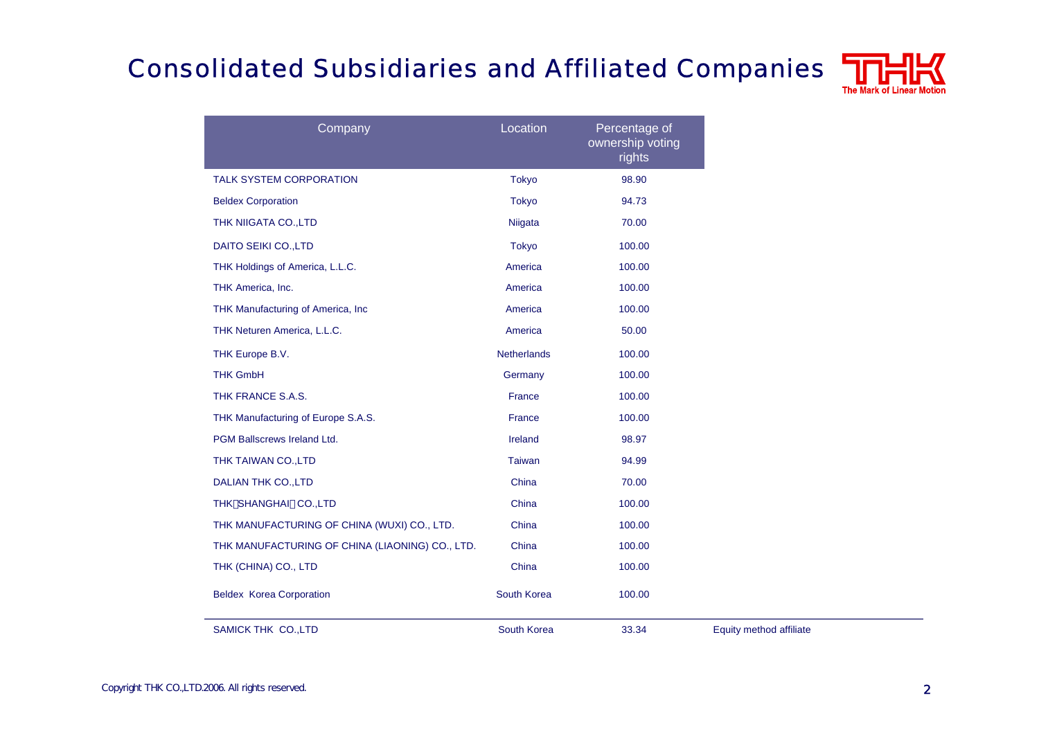# Consolidated Subsidiaries and Affiliated Companies

| Company | Location | Percentage of ownership voting rights | |
|---|---|---|---|
| TALK SYSTEM CORPORATION | Tokyo | 98.90 | |
| Beldex Corporation | Tokyo | 94.73 | |
| THK NIIGATA CO.,LTD | Niigata | 70.00 | |
| DAITO SEIKI CO.,LTD | Tokyo | 100.00 | |
| THK Holdings of America, L.L.C. | America | 100.00 | |
| THK America, Inc. | America | 100.00 | |
| THK Manufacturing of America, Inc | America | 100.00 | |
| THK Neturen America, L.L.C. | America | 50.00 | |
| THK Europe B.V. | Netherlands | 100.00 | |
| THK GmbH | Germany | 100.00 | |
| THK FRANCE S.A.S. | France | 100.00 | |
| THK Manufacturing of Europe S.A.S. | France | 100.00 | |
| PGM Ballscrews Ireland Ltd. | Ireland | 98.97 | |
| THK TAIWAN CO.,LTD | Taiwan | 94.99 | |
| DALIAN THK CO.,LTD | China | 70.00 | |
| THK（SHANGHAI）CO.,LTD | China | 100.00 | |
| THK MANUFACTURING OF CHINA (WUXI) CO., LTD. | China | 100.00 | |
| THK MANUFACTURING OF CHINA (LIAONING) CO., LTD. | China | 100.00 | |
| THK (CHINA) CO., LTD | China | 100.00 | |
| Beldex Korea Corporation | South Korea | 100.00 | |
| SAMICK THK CO.,LTD | South Korea | 33.34 | Equity method affiliate |

Copyright THK CO.,LTD.2006. All rights reserved.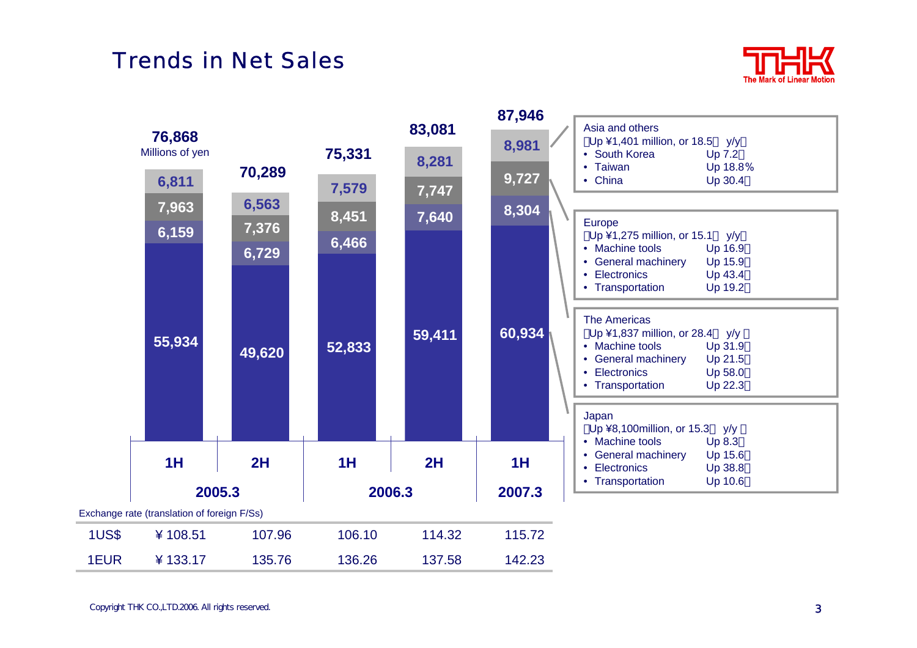# Trends in Net Sales

Millions of yen

| | 2005.3 1H | 2005.3 2H | 2006.3 1H | 2006.3 2H | 2007.3 1H |
|---|---|---|---|---|---|
| Total | 76,868 | 70,289 | 75,331 | 83,081 | 87,946 |
| Asia and others | 6,811 | 6,563 | 7,579 | 8,281 | 8,981 |
| Europe | 7,963 | 7,376 | 8,451 | 7,747 | 9,727 |
| The Americas | 6,159 | 6,729 | 6,466 | 7,640 | 8,304 |
| Japan | 55,934 | 49,620 | 52,833 | 59,411 | 60,934 |

Exchange rate (translation of foreign F/Ss)

| | 2005.3 1H | 2005.3 2H | 2006.3 1H | 2006.3 2H | 2007.3 1H |
|---|---|---|---|---|---|
| 1US$ | ¥108.51 | 107.96 | 106.10 | 114.32 | 115.72 |
| 1EUR | ¥133.17 | 135.76 | 136.26 | 137.58 | 142.23 |

**Asia and others**
(Up ¥1,401 million, or 18.5% y/y)
- South Korea Up 7.2%
- Taiwan Up 18.8%
- China Up 30.4%

**Europe**
(Up ¥1,275 million, or 15.1% y/y)
- Machine tools Up 16.9%
- General machinery Up 15.9%
- Electronics Up 43.4%
- Transportation Up 19.2%

**The Americas**
(Up ¥1,837 million, or 28.4% y/y)
- Machine tools Up 31.9%
- General machinery Up 21.5%
- Electronics Up 58.0%
- Transportation Up 22.3%

**Japan**
(Up ¥8,100million, or 15.3% y/y)
- Machine tools Up 8.3%
- General machinery Up 15.6%
- Electronics Up 38.8%
- Transportation Up 10.6%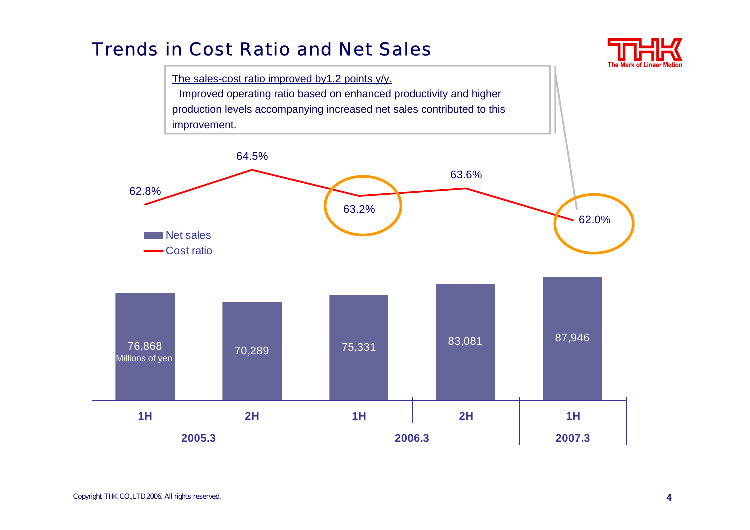# Trends in Cost Ratio and Net Sales

The sales-cost ratio improved by1.2 points y/y.

Improved operating ratio based on enhanced productivity and higher production levels accompanying increased net sales contributed to this improvement.

| Fiscal year | Period | Net sales (Millions of yen) | Cost ratio |
|---|---|---|---|
| 2005.3 | 1H | 76,868 | 62.8% |
| 2005.3 | 2H | 70,289 | 64.5% |
| 2006.3 | 1H | 75,331 | 63.2% |
| 2006.3 | 2H | 83,081 | 63.6% |
| 2007.3 | 1H | 87,946 | 62.0% |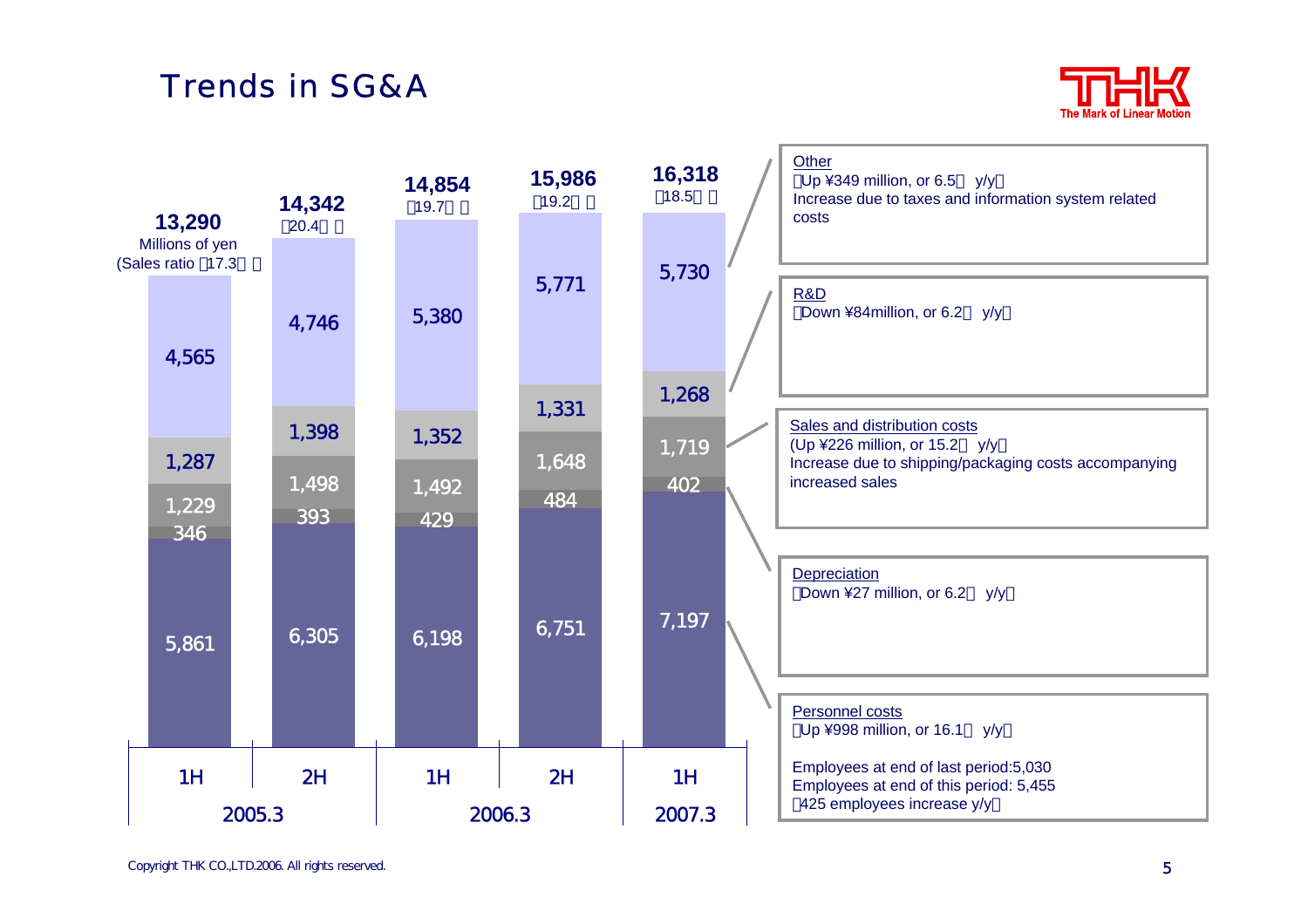# Trends in SG&A

Millions of yen

| | 2005.3 1H | 2005.3 2H | 2006.3 1H | 2006.3 2H | 2007.3 1H |
|---|---|---|---|---|---|
| Total | 13,290 | 14,342 | 14,854 | 15,986 | 16,318 |
| (Sales ratio) | (17.3%) | (20.4%) | (19.7%) | (19.2%) | (18.5%) |
| Other | 4,565 | 4,746 | 5,380 | 5,771 | 5,730 |
| R&D | 1,287 | 1,398 | 1,352 | 1,331 | 1,268 |
| Sales and distribution costs | 1,229 | 1,498 | 1,492 | 1,648 | 1,719 |
| Depreciation | 346 | 393 | 429 | 484 | 402 |
| Personnel costs | 5,861 | 6,305 | 6,198 | 6,751 | 7,197 |

**Other**
(Up ¥349 million, or 6.5% y/y)
Increase due to taxes and information system related costs

**R&D**
(Down ¥84million, or 6.2% y/y)

**Sales and distribution costs**
(Up ¥226 million, or 15.2% y/y)
Increase due to shipping/packaging costs accompanying increased sales

**Depreciation**
(Down ¥27 million, or 6.2% y/y)

**Personnel costs**
(Up ¥998 million, or 16.1% y/y)

Employees at end of last period:5,030
Employees at end of this period: 5,455
(425 employees increase y/y)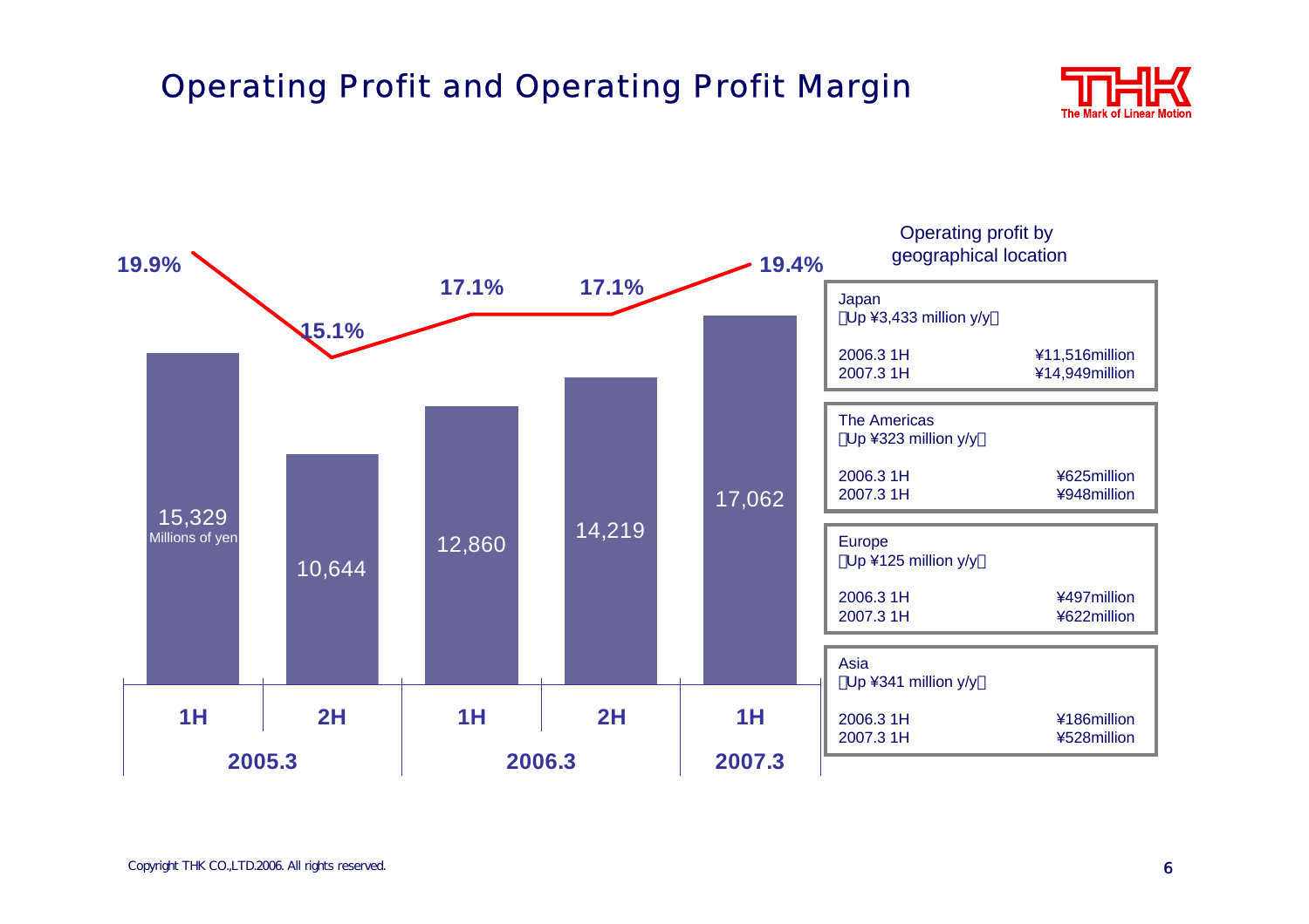# Operating Profit and Operating Profit Margin

| | 2005.3 1H | 2005.3 2H | 2006.3 1H | 2006.3 2H | 2007.3 1H |
|---|---|---|---|---|---|
| Operating profit (Millions of yen) | 15,329 | 10,644 | 12,860 | 14,219 | 17,062 |
| Operating profit margin | 19.9% | 15.1% | 17.1% | 17.1% | 19.4% |

## Operating profit by geographical location

| Region | Change | 2006.3 1H | 2007.3 1H |
|---|---|---|---|
| Japan | (Up ¥3,433 million y/y) | ¥11,516million | ¥14,949million |
| The Americas | (Up ¥323 million y/y) | ¥625million | ¥948million |
| Europe | (Up ¥125 million y/y) | ¥497million | ¥622million |
| Asia | (Up ¥341 million y/y) | ¥186million | ¥528million |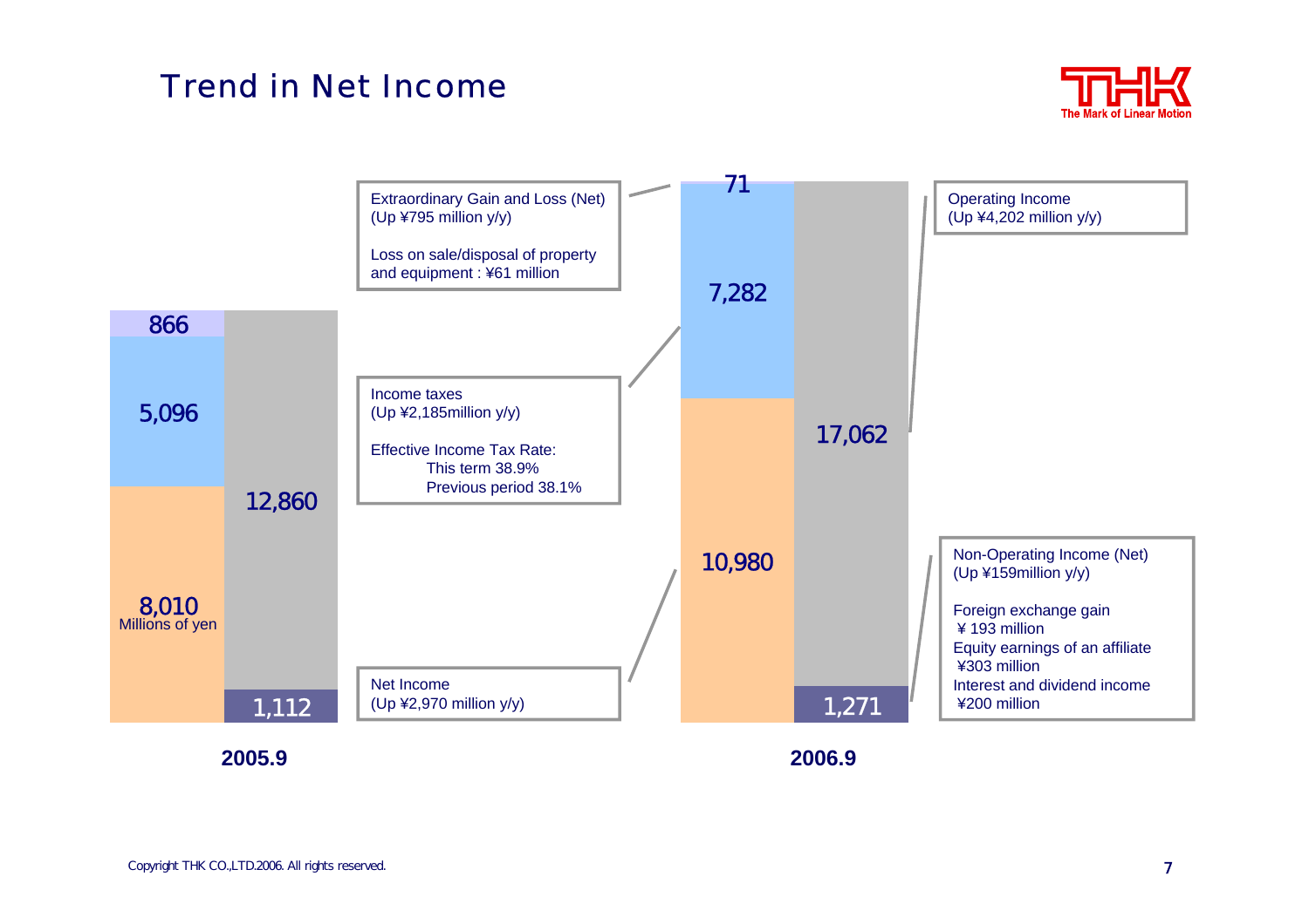# Trend in Net Income

Millions of yen

| | 2005.9 | 2006.9 |
|---|---|---|
| Extraordinary Gain and Loss (Net) | 866 | 71 |
| Income taxes | 5,096 | 7,282 |
| Net Income | 8,010 | 10,980 |
| Operating Income | 12,860 | 17,062 |
| Non-Operating Income (Net) | 1,112 | 1,271 |

**Extraordinary Gain and Loss (Net)**
(Up ¥795 million y/y)

Loss on sale/disposal of property and equipment : ¥61 million

**Income taxes**
(Up ¥2,185million y/y)

Effective Income Tax Rate:
- This term 38.9%
- Previous period 38.1%

**Net Income**
(Up ¥2,970 million y/y)

**Operating Income**
(Up ¥4,202 million y/y)

**Non-Operating Income (Net)**
(Up ¥159million y/y)

- Foreign exchange gain ¥ 193 million
- Equity earnings of an affiliate ¥303 million
- Interest and dividend income ¥200 million

Copyright THK CO.,LTD.2006. All rights reserved.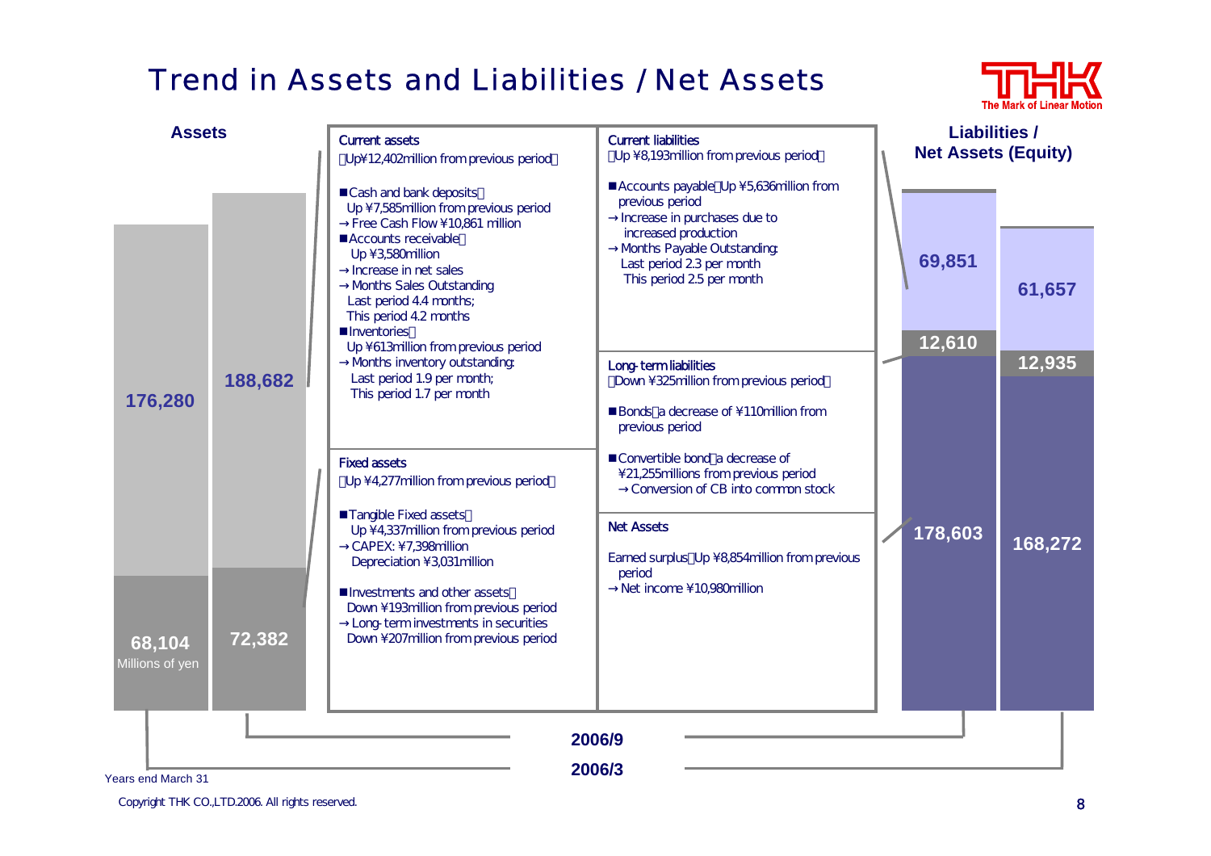# Trend in Assets and Liabilities / Net Assets

**Assets**

| | 2006/3 | 2006/9 |
|---|---|---|
| Current assets | 176,280 | 188,682 |
| Fixed assets | 68,104 | 72,382 |

Millions of yen

**Current assets**
(Up ¥12,402million from previous period)

- Cash and bank deposits:
  Up ¥7,585million from previous period
  → Free Cash Flow ¥10,861 million
- Accounts receivable:
  Up ¥3,580million
  → Increase in net sales
  → Months Sales Outstanding
  Last period 4.4 months;
  This period 4.2 months
- Inventories:
  Up ¥613million from previous period
  → Months inventory outstanding:
  Last period 1.9 per month;
  This period 1.7 per month

**Fixed assets**
(Up ¥4,277million from previous period)

- Tangible Fixed assets:
  Up ¥4,337million from previous period
  → CAPEX: ¥7,398million
  Depreciation ¥3,031million
- Investments and other assets:
  Down ¥193million from previous period
  → Long-term investments in securities
  Down ¥207million from previous period

**Current liabilities**
(Up ¥8,193million from previous period)

- Accounts payable: Up ¥5,636million from previous period
  → Increase in purchases due to increased production
  → Months Payable Outstanding:
  Last period 2.3 per month
  This period 2.5 per month

**Long-term liabilities**
(Down ¥325million from previous period)

- Bonds: a decrease of ¥110million from previous period
- Convertible bond: a decrease of ¥21,255millions from previous period
  → Conversion of CB into common stock

**Net Assets**

Earned surplus: Up ¥8,854million from previous period
→ Net income ¥10,980million

**Liabilities / Net Assets (Equity)**

| | 2006/9 | 2006/3 |
|---|---|---|
| Current liabilities | 69,851 | 61,657 |
| Long-term liabilities | 12,610 | 12,935 |
| Net Assets | 178,603 | 168,272 |

Years end March 31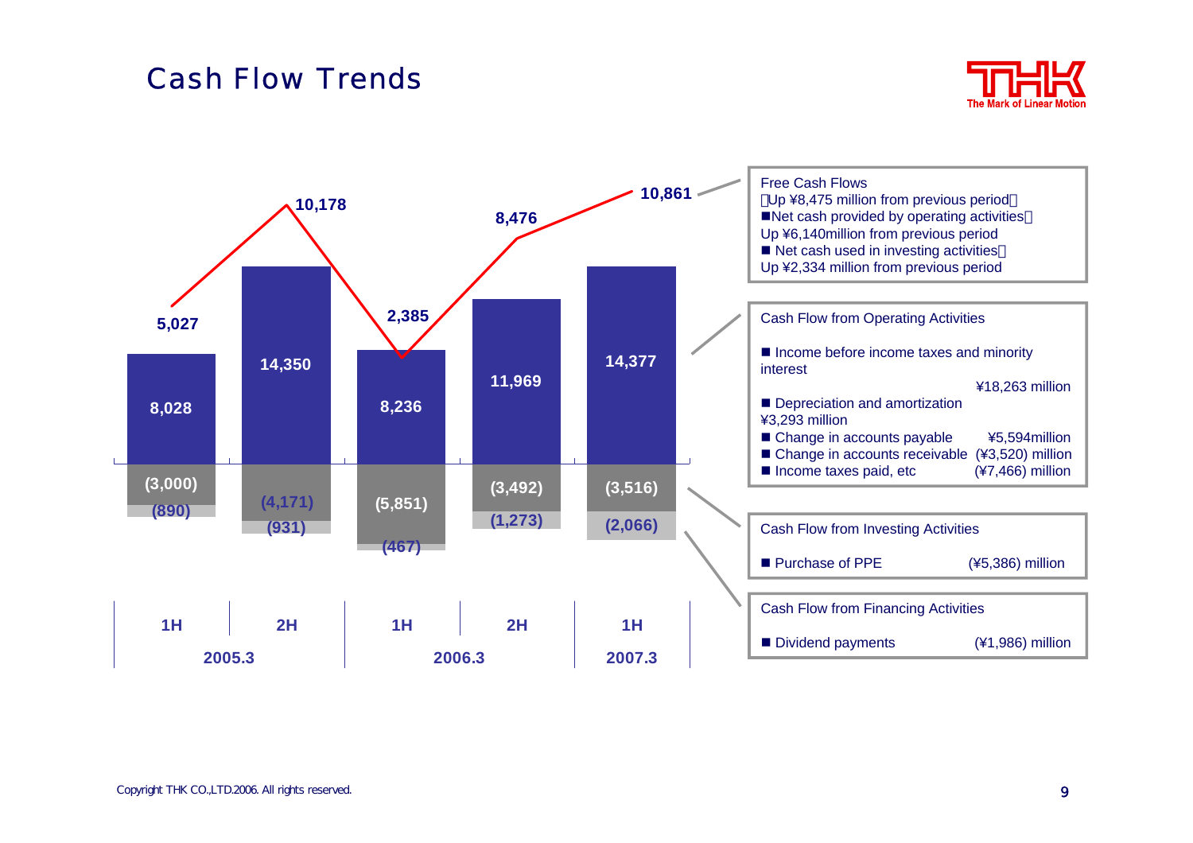# Cash Flow Trends

| | 2005.3 1H | 2005.3 2H | 2006.3 1H | 2006.3 2H | 2007.3 1H |
|---|---|---|---|---|---|
| Free Cash Flows | 5,027 | 10,178 | 2,385 | 8,476 | 10,861 |
| Cash Flow from Operating Activities | 8,028 | 14,350 | 8,236 | 11,969 | 14,377 |
| Cash Flow from Investing Activities | (3,000) | (4,171) | (5,851) | (3,492) | (3,516) |
| Cash Flow from Financing Activities | (890) | (931) | (467) | (1,273) | (2,066) |

**Free Cash Flows**
（Up ¥8,475 million from previous period）
- Net cash provided by operating activities：Up ¥6,140million from previous period
- Net cash used in investing activities：Up ¥2,334 million from previous period

**Cash Flow from Operating Activities**
- Income before income taxes and minority interest ¥18,263 million
- Depreciation and amortization ¥3,293 million
- Change in accounts payable ¥5,594million
- Change in accounts receivable (¥3,520) million
- Income taxes paid, etc (¥7,466) million

**Cash Flow from Investing Activities**
- Purchase of PPE (¥5,386) million

**Cash Flow from Financing Activities**
- Dividend payments (¥1,986) million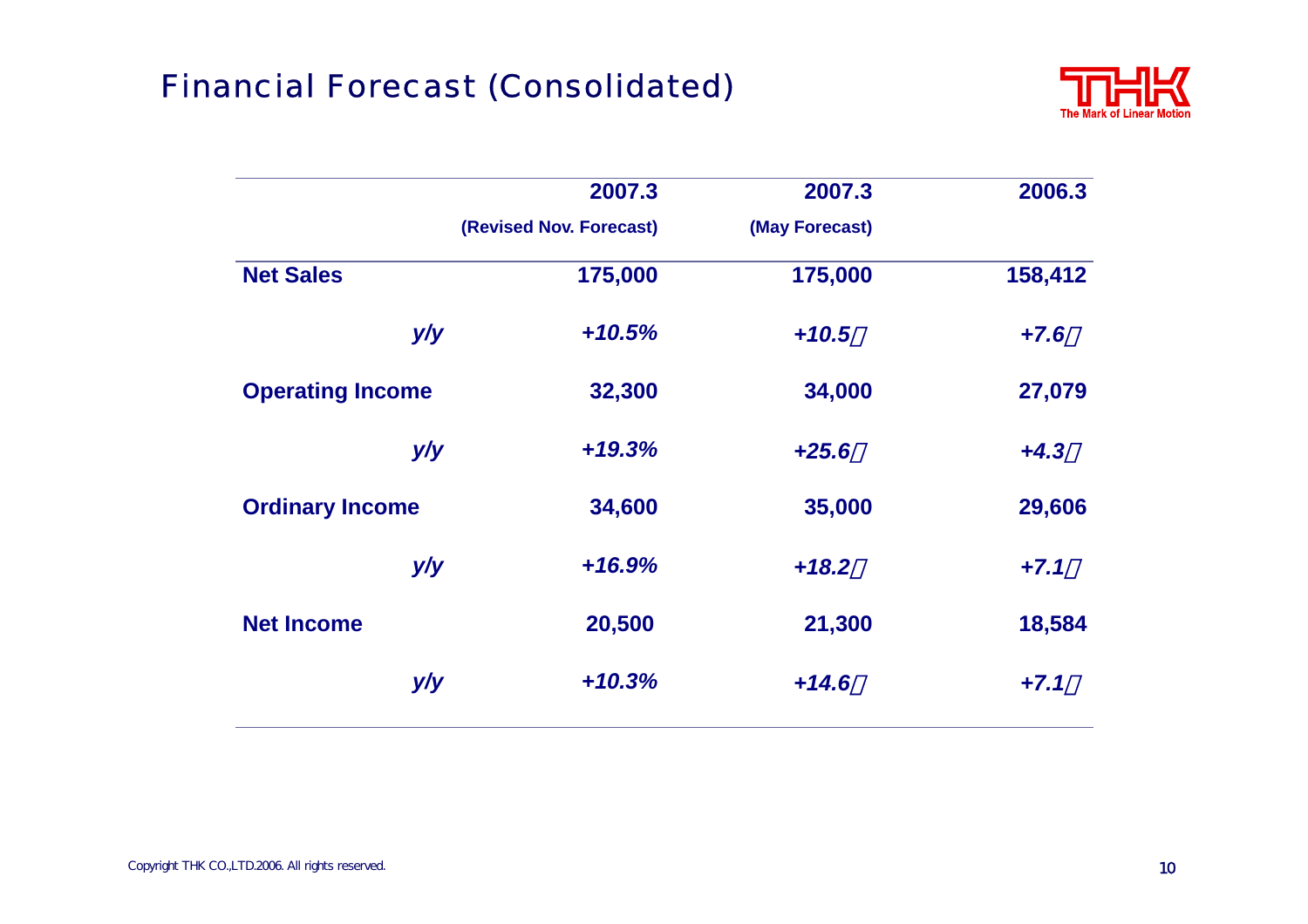# Financial Forecast (Consolidated)

| | 2007.3 (Revised Nov. Forecast) | 2007.3 (May Forecast) | 2006.3 |
|---|---|---|---|
| **Net Sales** | 175,000 | 175,000 | 158,412 |
| *y/y* | *+10.5%* | *+10.5％* | *+7.6％* |
| **Operating Income** | 32,300 | 34,000 | 27,079 |
| *y/y* | *+19.3%* | *+25.6％* | *+4.3％* |
| **Ordinary Income** | 34,600 | 35,000 | 29,606 |
| *y/y* | *+16.9%* | *+18.2％* | *+7.1％* |
| **Net Income** | 20,500 | 21,300 | 18,584 |
| *y/y* | *+10.3%* | *+14.6％* | *+7.1％* |